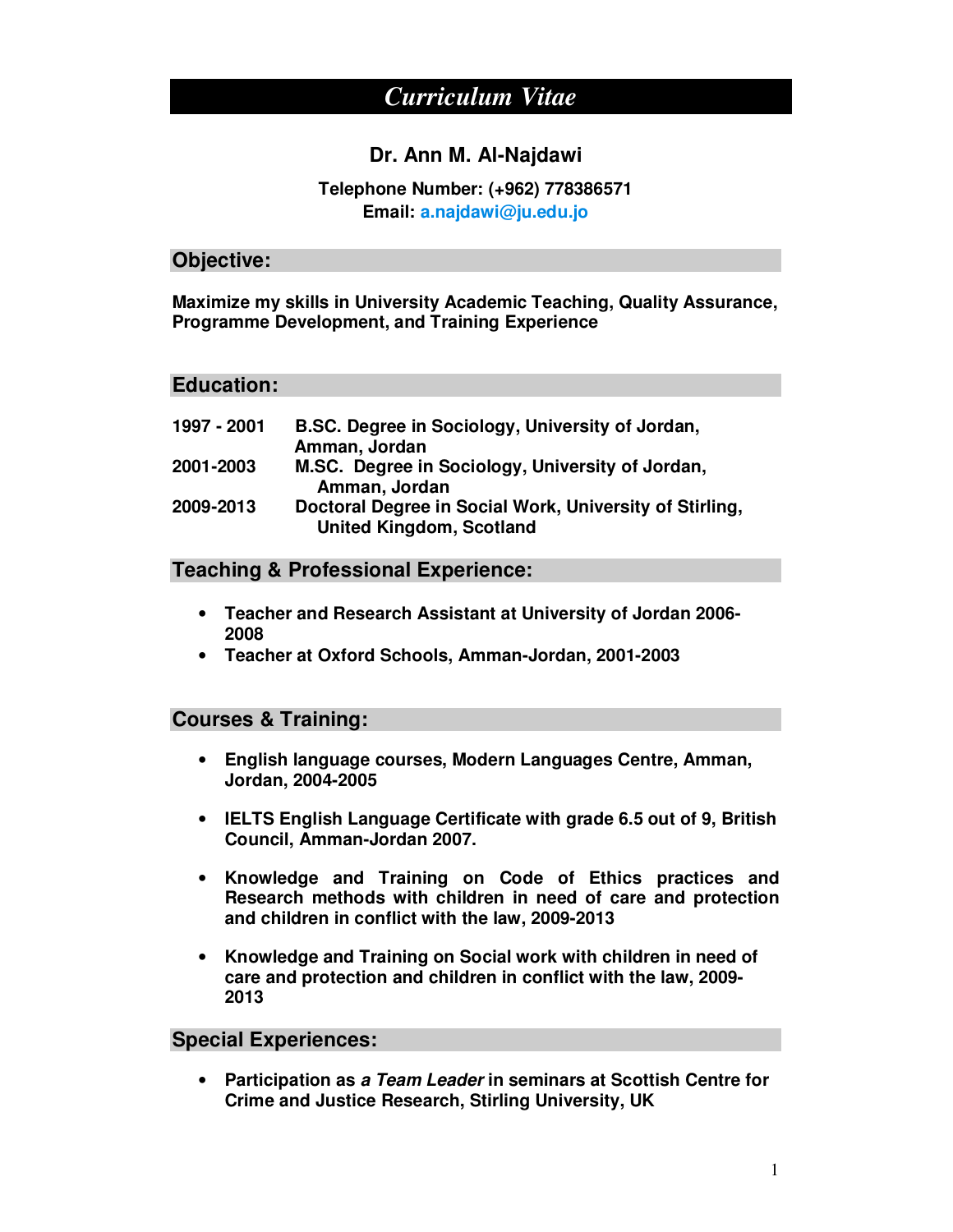# *Curriculum Vitae*

## Dr. Ann M. Al-Najdawi

**Telephone Number: (+962) 778386571**
**Email: a.najdawi@ju.edu.jo**

## Objective:

**Maximize my skills in University Academic Teaching, Quality Assurance, Programme Development, and Training Experience**

## Education:

| | |
|---|---|
| **1997 - 2001** | **B.SC. Degree in Sociology, University of Jordan, Amman, Jordan** |
| **2001-2003** | **M.SC. Degree in Sociology, University of Jordan, Amman, Jordan** |
| **2009-2013** | **Doctoral Degree in Social Work, University of Stirling, United Kingdom, Scotland** |

## Teaching & Professional Experience:

- **Teacher and Research Assistant at University of Jordan 2006-2008**
- **Teacher at Oxford Schools, Amman-Jordan, 2001-2003**

## Courses & Training:

- **English language courses, Modern Languages Centre, Amman, Jordan, 2004-2005**
- **IELTS English Language Certificate with grade 6.5 out of 9, British Council, Amman-Jordan 2007.**
- **Knowledge and Training on Code of Ethics practices and Research methods with children in need of care and protection and children in conflict with the law, 2009-2013**
- **Knowledge and Training on Social work with children in need of care and protection and children in conflict with the law, 2009-2013**

## Special Experiences:

- **Participation as *a Team Leader* in seminars at Scottish Centre for Crime and Justice Research, Stirling University, UK**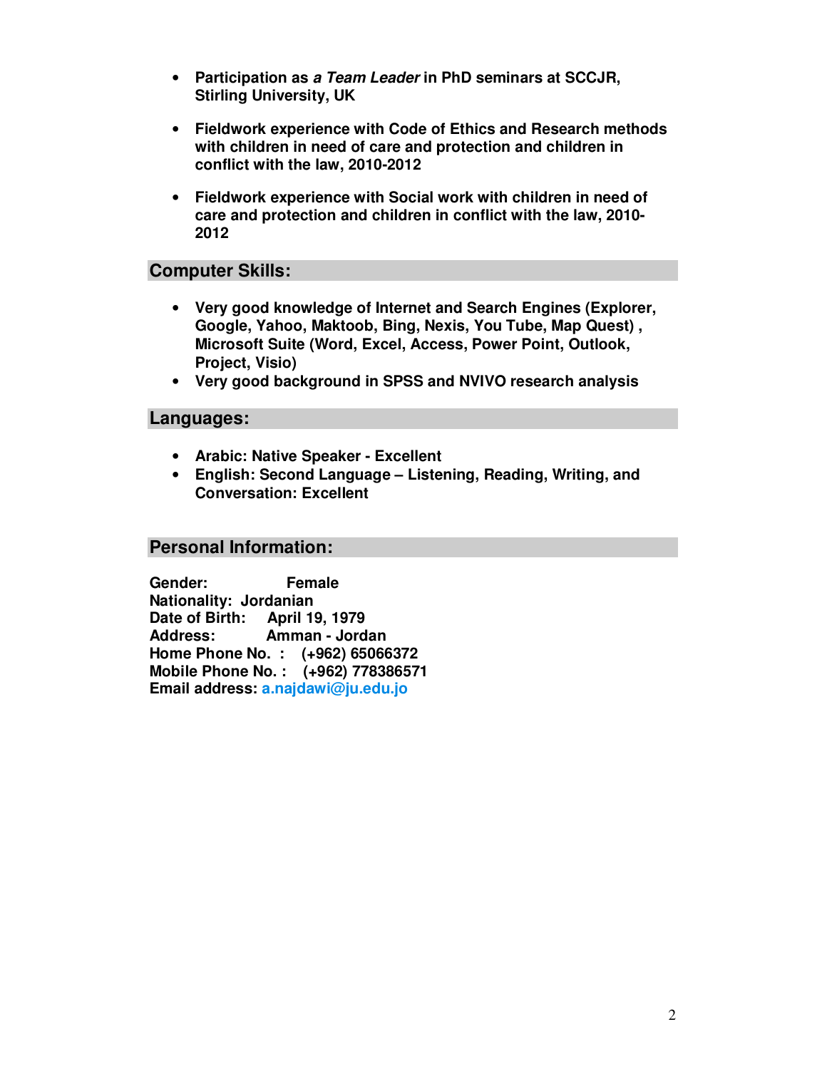- **Participation as *a Team Leader* in PhD seminars at SCCJR, Stirling University, UK**

- **Fieldwork experience with Code of Ethics and Research methods with children in need of care and protection and children in conflict with the law, 2010-2012**

- **Fieldwork experience with Social work with children in need of care and protection and children in conflict with the law, 2010-2012**

## Computer Skills:

- **Very good knowledge of Internet and Search Engines (Explorer, Google, Yahoo, Maktoob, Bing, Nexis, You Tube, Map Quest) , Microsoft Suite (Word, Excel, Access, Power Point, Outlook, Project, Visio)**
- **Very good background in SPSS and NVIVO research analysis**

## Languages:

- **Arabic: Native Speaker - Excellent**
- **English: Second Language – Listening, Reading, Writing, and Conversation: Excellent**

## Personal Information:

**Gender: Female**
**Nationality: Jordanian**
**Date of Birth: April 19, 1979**
**Address: Amman - Jordan**
**Home Phone No. : (+962) 65066372**
**Mobile Phone No. : (+962) 778386571**
**Email address: a.najdawi@ju.edu.jo**